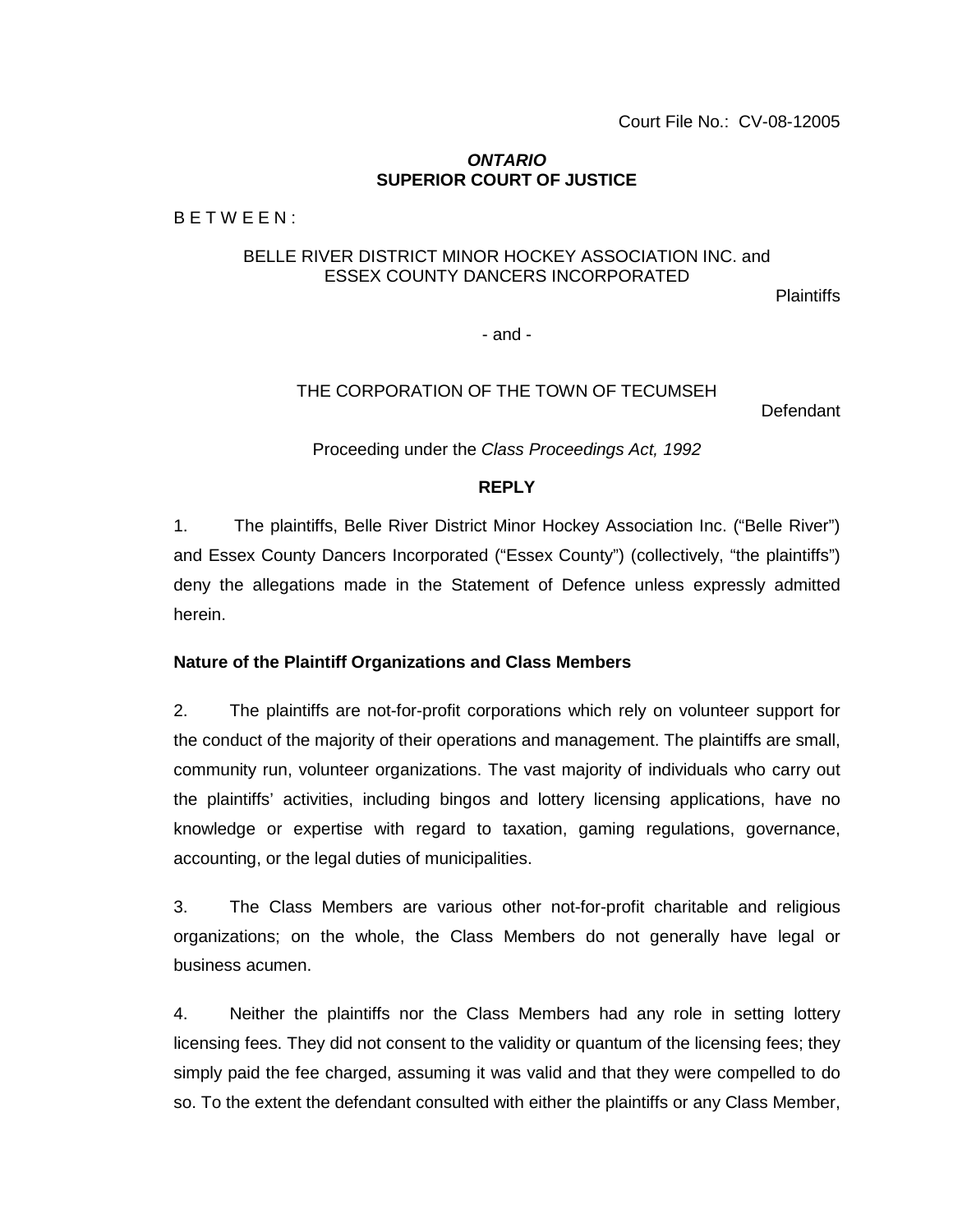Court File No.: CV-08-12005

***ONTARIO***
**SUPERIOR COURT OF JUSTICE**

B E T W E E N :

BELLE RIVER DISTRICT MINOR HOCKEY ASSOCIATION INC. and
ESSEX COUNTY DANCERS INCORPORATED

Plaintiffs

- and -

THE CORPORATION OF THE TOWN OF TECUMSEH

Defendant

Proceeding under the *Class Proceedings Act, 1992*

**REPLY**

1. The plaintiffs, Belle River District Minor Hockey Association Inc. ("Belle River") and Essex County Dancers Incorporated ("Essex County") (collectively, "the plaintiffs") deny the allegations made in the Statement of Defence unless expressly admitted herein.

**Nature of the Plaintiff Organizations and Class Members**

2. The plaintiffs are not-for-profit corporations which rely on volunteer support for the conduct of the majority of their operations and management. The plaintiffs are small, community run, volunteer organizations. The vast majority of individuals who carry out the plaintiffs' activities, including bingos and lottery licensing applications, have no knowledge or expertise with regard to taxation, gaming regulations, governance, accounting, or the legal duties of municipalities.

3. The Class Members are various other not-for-profit charitable and religious organizations; on the whole, the Class Members do not generally have legal or business acumen.

4. Neither the plaintiffs nor the Class Members had any role in setting lottery licensing fees. They did not consent to the validity or quantum of the licensing fees; they simply paid the fee charged, assuming it was valid and that they were compelled to do so. To the extent the defendant consulted with either the plaintiffs or any Class Member,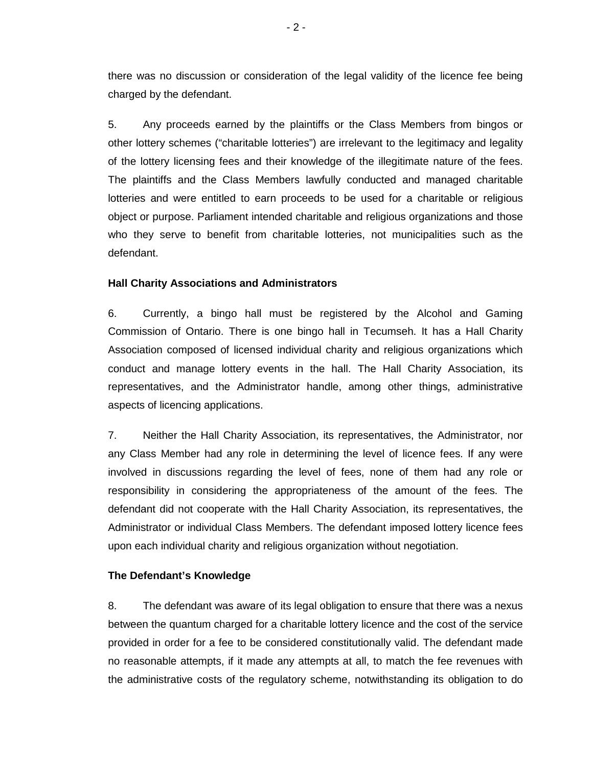there was no discussion or consideration of the legal validity of the licence fee being charged by the defendant.

5. Any proceeds earned by the plaintiffs or the Class Members from bingos or other lottery schemes ("charitable lotteries") are irrelevant to the legitimacy and legality of the lottery licensing fees and their knowledge of the illegitimate nature of the fees. The plaintiffs and the Class Members lawfully conducted and managed charitable lotteries and were entitled to earn proceeds to be used for a charitable or religious object or purpose. Parliament intended charitable and religious organizations and those who they serve to benefit from charitable lotteries, not municipalities such as the defendant.

**Hall Charity Associations and Administrators**

6. Currently, a bingo hall must be registered by the Alcohol and Gaming Commission of Ontario. There is one bingo hall in Tecumseh. It has a Hall Charity Association composed of licensed individual charity and religious organizations which conduct and manage lottery events in the hall. The Hall Charity Association, its representatives, and the Administrator handle, among other things, administrative aspects of licencing applications.

7. Neither the Hall Charity Association, its representatives, the Administrator, nor any Class Member had any role in determining the level of licence fees. If any were involved in discussions regarding the level of fees, none of them had any role or responsibility in considering the appropriateness of the amount of the fees. The defendant did not cooperate with the Hall Charity Association, its representatives, the Administrator or individual Class Members. The defendant imposed lottery licence fees upon each individual charity and religious organization without negotiation.

**The Defendant's Knowledge**

8. The defendant was aware of its legal obligation to ensure that there was a nexus between the quantum charged for a charitable lottery licence and the cost of the service provided in order for a fee to be considered constitutionally valid. The defendant made no reasonable attempts, if it made any attempts at all, to match the fee revenues with the administrative costs of the regulatory scheme, notwithstanding its obligation to do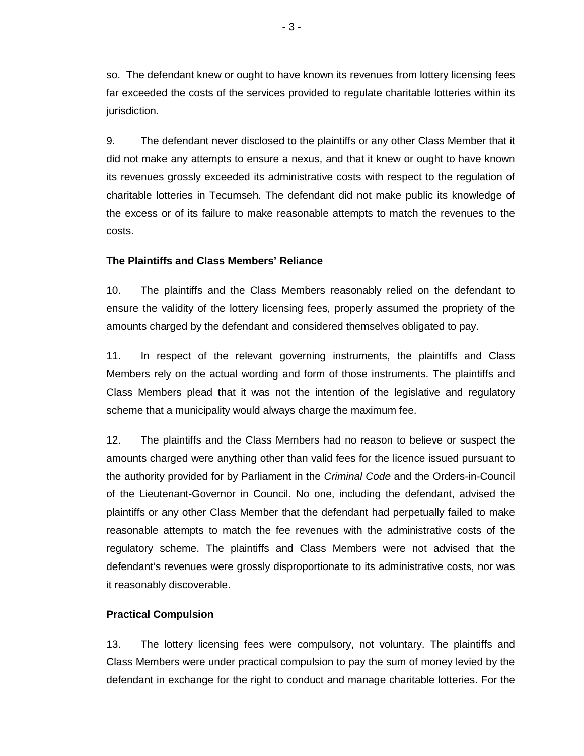so. The defendant knew or ought to have known its revenues from lottery licensing fees far exceeded the costs of the services provided to regulate charitable lotteries within its jurisdiction.

9. The defendant never disclosed to the plaintiffs or any other Class Member that it did not make any attempts to ensure a nexus, and that it knew or ought to have known its revenues grossly exceeded its administrative costs with respect to the regulation of charitable lotteries in Tecumseh. The defendant did not make public its knowledge of the excess or of its failure to make reasonable attempts to match the revenues to the costs.

**The Plaintiffs and Class Members' Reliance**

10. The plaintiffs and the Class Members reasonably relied on the defendant to ensure the validity of the lottery licensing fees, properly assumed the propriety of the amounts charged by the defendant and considered themselves obligated to pay.

11. In respect of the relevant governing instruments, the plaintiffs and Class Members rely on the actual wording and form of those instruments. The plaintiffs and Class Members plead that it was not the intention of the legislative and regulatory scheme that a municipality would always charge the maximum fee.

12. The plaintiffs and the Class Members had no reason to believe or suspect the amounts charged were anything other than valid fees for the licence issued pursuant to the authority provided for by Parliament in the *Criminal Code* and the Orders-in-Council of the Lieutenant-Governor in Council. No one, including the defendant, advised the plaintiffs or any other Class Member that the defendant had perpetually failed to make reasonable attempts to match the fee revenues with the administrative costs of the regulatory scheme. The plaintiffs and Class Members were not advised that the defendant's revenues were grossly disproportionate to its administrative costs, nor was it reasonably discoverable.

**Practical Compulsion**

13. The lottery licensing fees were compulsory, not voluntary. The plaintiffs and Class Members were under practical compulsion to pay the sum of money levied by the defendant in exchange for the right to conduct and manage charitable lotteries. For the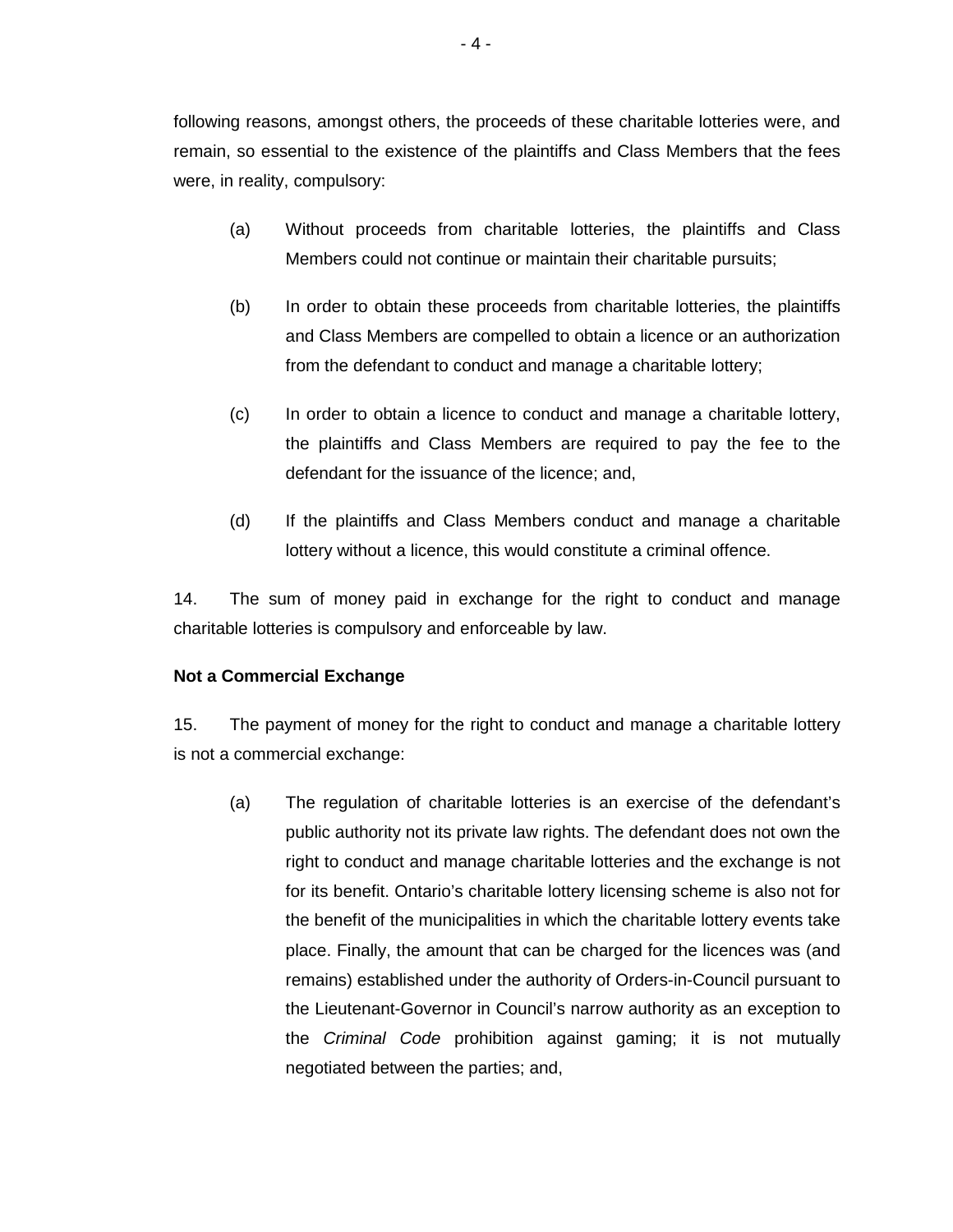following reasons, amongst others, the proceeds of these charitable lotteries were, and remain, so essential to the existence of the plaintiffs and Class Members that the fees were, in reality, compulsory:

(a) Without proceeds from charitable lotteries, the plaintiffs and Class Members could not continue or maintain their charitable pursuits;

(b) In order to obtain these proceeds from charitable lotteries, the plaintiffs and Class Members are compelled to obtain a licence or an authorization from the defendant to conduct and manage a charitable lottery;

(c) In order to obtain a licence to conduct and manage a charitable lottery, the plaintiffs and Class Members are required to pay the fee to the defendant for the issuance of the licence; and,

(d) If the plaintiffs and Class Members conduct and manage a charitable lottery without a licence, this would constitute a criminal offence.

14. The sum of money paid in exchange for the right to conduct and manage charitable lotteries is compulsory and enforceable by law.

**Not a Commercial Exchange**

15. The payment of money for the right to conduct and manage a charitable lottery is not a commercial exchange:

(a) The regulation of charitable lotteries is an exercise of the defendant's public authority not its private law rights. The defendant does not own the right to conduct and manage charitable lotteries and the exchange is not for its benefit. Ontario's charitable lottery licensing scheme is also not for the benefit of the municipalities in which the charitable lottery events take place. Finally, the amount that can be charged for the licences was (and remains) established under the authority of Orders-in-Council pursuant to the Lieutenant-Governor in Council's narrow authority as an exception to the *Criminal Code* prohibition against gaming; it is not mutually negotiated between the parties; and,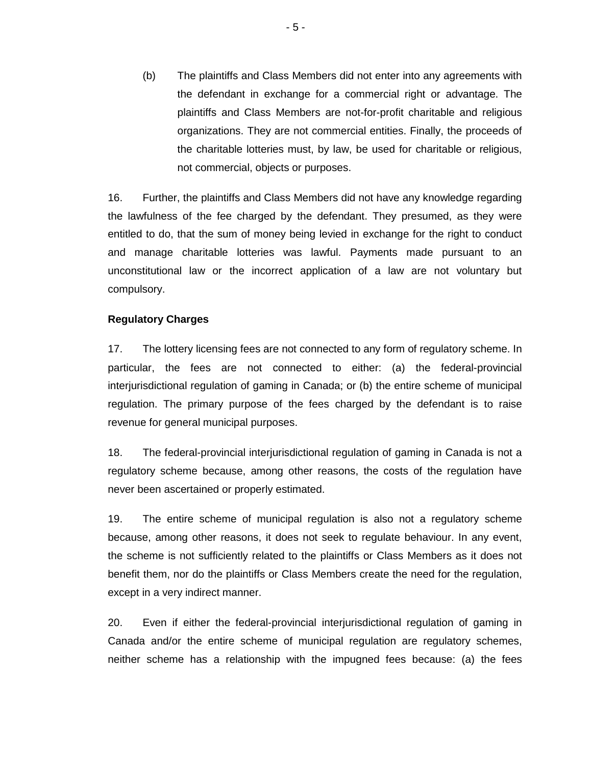(b) The plaintiffs and Class Members did not enter into any agreements with the defendant in exchange for a commercial right or advantage. The plaintiffs and Class Members are not-for-profit charitable and religious organizations. They are not commercial entities. Finally, the proceeds of the charitable lotteries must, by law, be used for charitable or religious, not commercial, objects or purposes.

16. Further, the plaintiffs and Class Members did not have any knowledge regarding the lawfulness of the fee charged by the defendant. They presumed, as they were entitled to do, that the sum of money being levied in exchange for the right to conduct and manage charitable lotteries was lawful. Payments made pursuant to an unconstitutional law or the incorrect application of a law are not voluntary but compulsory.

**Regulatory Charges**

17. The lottery licensing fees are not connected to any form of regulatory scheme. In particular, the fees are not connected to either: (a) the federal-provincial interjurisdictional regulation of gaming in Canada; or (b) the entire scheme of municipal regulation. The primary purpose of the fees charged by the defendant is to raise revenue for general municipal purposes.

18. The federal-provincial interjurisdictional regulation of gaming in Canada is not a regulatory scheme because, among other reasons, the costs of the regulation have never been ascertained or properly estimated.

19. The entire scheme of municipal regulation is also not a regulatory scheme because, among other reasons, it does not seek to regulate behaviour. In any event, the scheme is not sufficiently related to the plaintiffs or Class Members as it does not benefit them, nor do the plaintiffs or Class Members create the need for the regulation, except in a very indirect manner.

20. Even if either the federal-provincial interjurisdictional regulation of gaming in Canada and/or the entire scheme of municipal regulation are regulatory schemes, neither scheme has a relationship with the impugned fees because: (a) the fees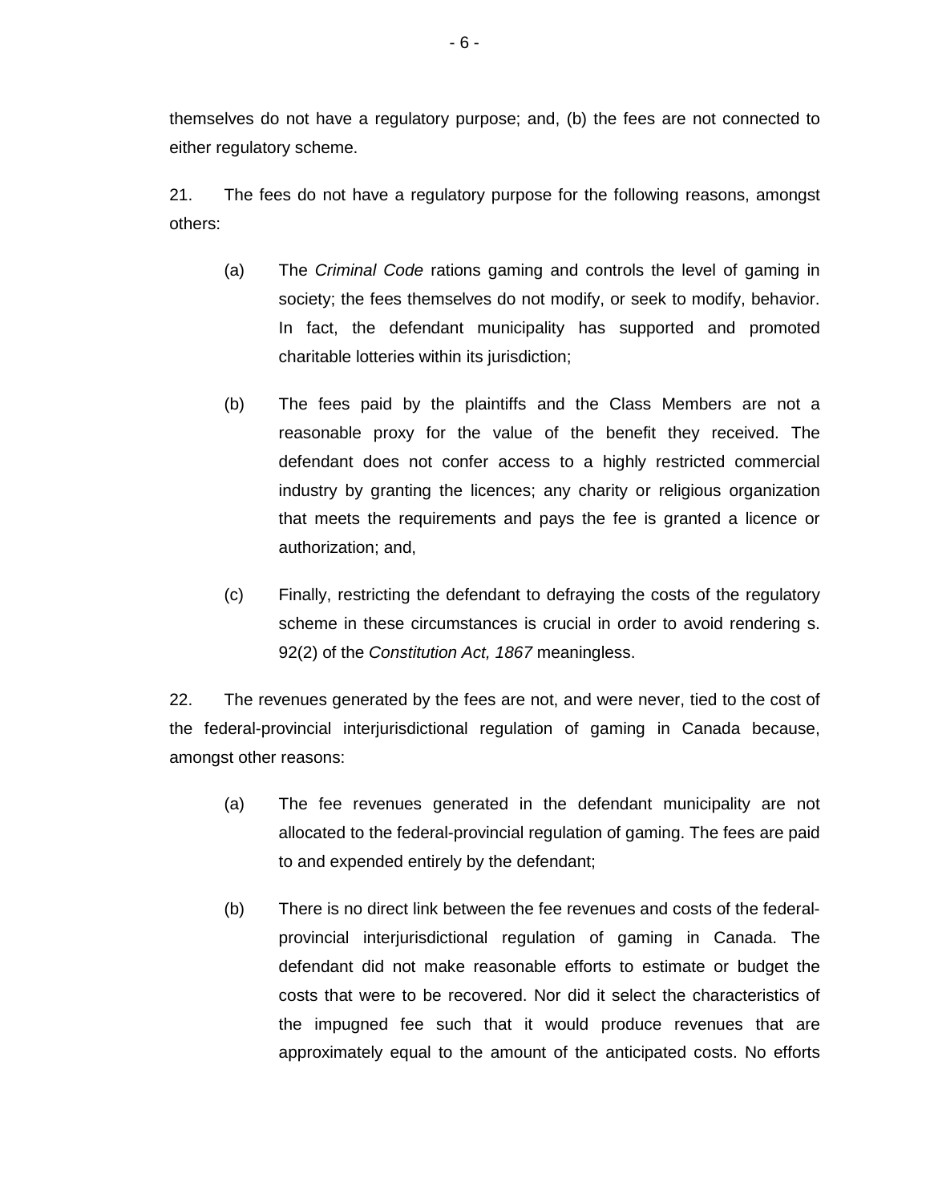themselves do not have a regulatory purpose; and, (b) the fees are not connected to either regulatory scheme.

21. The fees do not have a regulatory purpose for the following reasons, amongst others:

(a) The *Criminal Code* rations gaming and controls the level of gaming in society; the fees themselves do not modify, or seek to modify, behavior. In fact, the defendant municipality has supported and promoted charitable lotteries within its jurisdiction;

(b) The fees paid by the plaintiffs and the Class Members are not a reasonable proxy for the value of the benefit they received. The defendant does not confer access to a highly restricted commercial industry by granting the licences; any charity or religious organization that meets the requirements and pays the fee is granted a licence or authorization; and,

(c) Finally, restricting the defendant to defraying the costs of the regulatory scheme in these circumstances is crucial in order to avoid rendering s. 92(2) of the *Constitution Act, 1867* meaningless.

22. The revenues generated by the fees are not, and were never, tied to the cost of the federal-provincial interjurisdictional regulation of gaming in Canada because, amongst other reasons:

(a) The fee revenues generated in the defendant municipality are not allocated to the federal-provincial regulation of gaming. The fees are paid to and expended entirely by the defendant;

(b) There is no direct link between the fee revenues and costs of the federal-provincial interjurisdictional regulation of gaming in Canada. The defendant did not make reasonable efforts to estimate or budget the costs that were to be recovered. Nor did it select the characteristics of the impugned fee such that it would produce revenues that are approximately equal to the amount of the anticipated costs. No efforts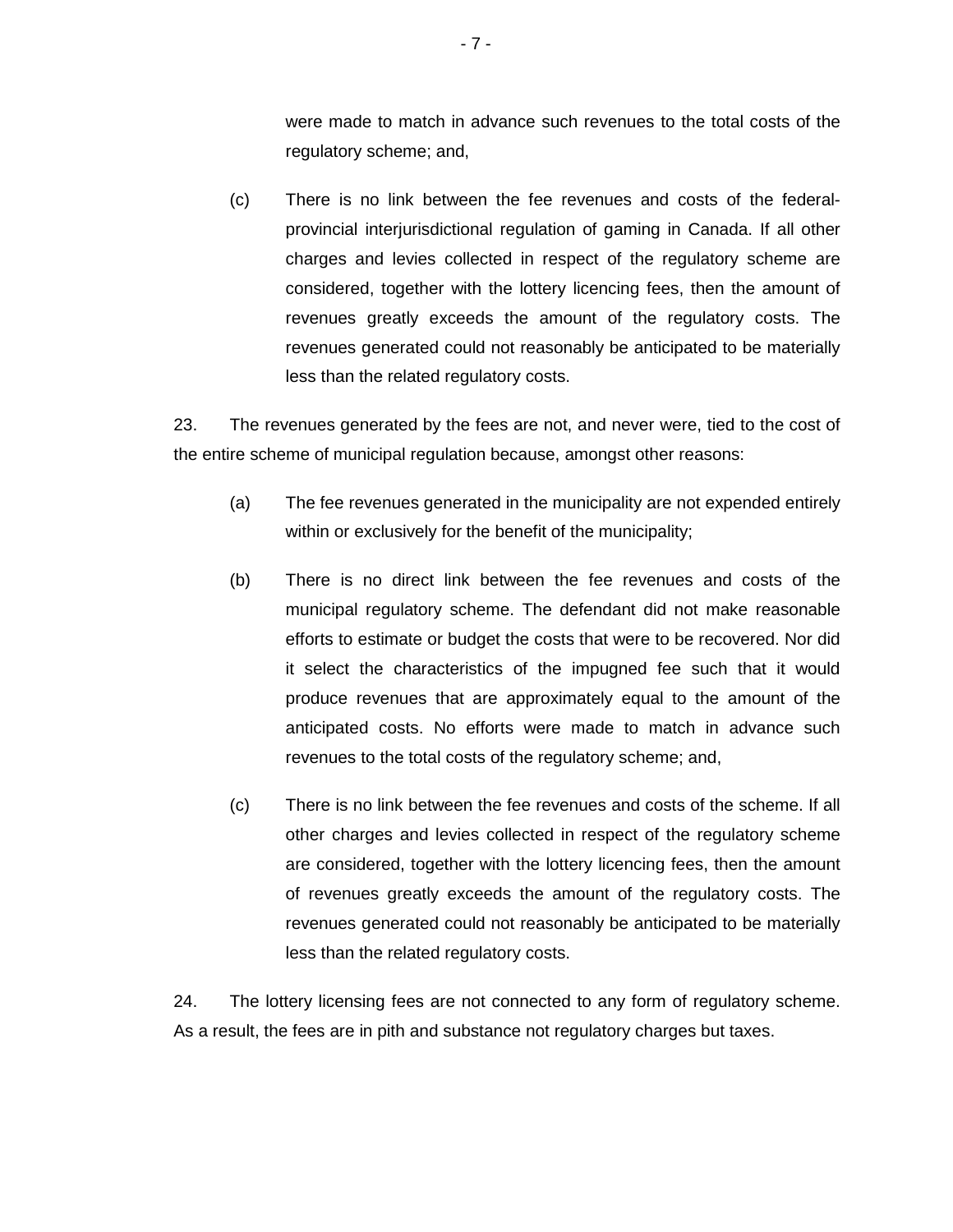were made to match in advance such revenues to the total costs of the regulatory scheme; and,

(c) There is no link between the fee revenues and costs of the federal-provincial interjurisdictional regulation of gaming in Canada. If all other charges and levies collected in respect of the regulatory scheme are considered, together with the lottery licencing fees, then the amount of revenues greatly exceeds the amount of the regulatory costs. The revenues generated could not reasonably be anticipated to be materially less than the related regulatory costs.

23. The revenues generated by the fees are not, and never were, tied to the cost of the entire scheme of municipal regulation because, amongst other reasons:

(a) The fee revenues generated in the municipality are not expended entirely within or exclusively for the benefit of the municipality;

(b) There is no direct link between the fee revenues and costs of the municipal regulatory scheme. The defendant did not make reasonable efforts to estimate or budget the costs that were to be recovered. Nor did it select the characteristics of the impugned fee such that it would produce revenues that are approximately equal to the amount of the anticipated costs. No efforts were made to match in advance such revenues to the total costs of the regulatory scheme; and,

(c) There is no link between the fee revenues and costs of the scheme. If all other charges and levies collected in respect of the regulatory scheme are considered, together with the lottery licencing fees, then the amount of revenues greatly exceeds the amount of the regulatory costs. The revenues generated could not reasonably be anticipated to be materially less than the related regulatory costs.

24. The lottery licensing fees are not connected to any form of regulatory scheme. As a result, the fees are in pith and substance not regulatory charges but taxes.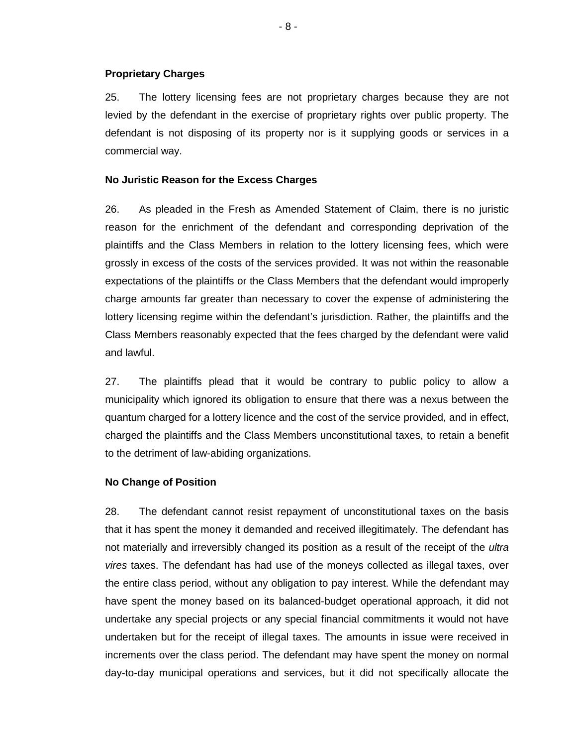**Proprietary Charges**

25. The lottery licensing fees are not proprietary charges because they are not levied by the defendant in the exercise of proprietary rights over public property. The defendant is not disposing of its property nor is it supplying goods or services in a commercial way.

**No Juristic Reason for the Excess Charges**

26. As pleaded in the Fresh as Amended Statement of Claim, there is no juristic reason for the enrichment of the defendant and corresponding deprivation of the plaintiffs and the Class Members in relation to the lottery licensing fees, which were grossly in excess of the costs of the services provided. It was not within the reasonable expectations of the plaintiffs or the Class Members that the defendant would improperly charge amounts far greater than necessary to cover the expense of administering the lottery licensing regime within the defendant's jurisdiction. Rather, the plaintiffs and the Class Members reasonably expected that the fees charged by the defendant were valid and lawful.

27. The plaintiffs plead that it would be contrary to public policy to allow a municipality which ignored its obligation to ensure that there was a nexus between the quantum charged for a lottery licence and the cost of the service provided, and in effect, charged the plaintiffs and the Class Members unconstitutional taxes, to retain a benefit to the detriment of law-abiding organizations.

**No Change of Position**

28. The defendant cannot resist repayment of unconstitutional taxes on the basis that it has spent the money it demanded and received illegitimately. The defendant has not materially and irreversibly changed its position as a result of the receipt of the *ultra vires* taxes. The defendant has had use of the moneys collected as illegal taxes, over the entire class period, without any obligation to pay interest. While the defendant may have spent the money based on its balanced-budget operational approach, it did not undertake any special projects or any special financial commitments it would not have undertaken but for the receipt of illegal taxes. The amounts in issue were received in increments over the class period. The defendant may have spent the money on normal day-to-day municipal operations and services, but it did not specifically allocate the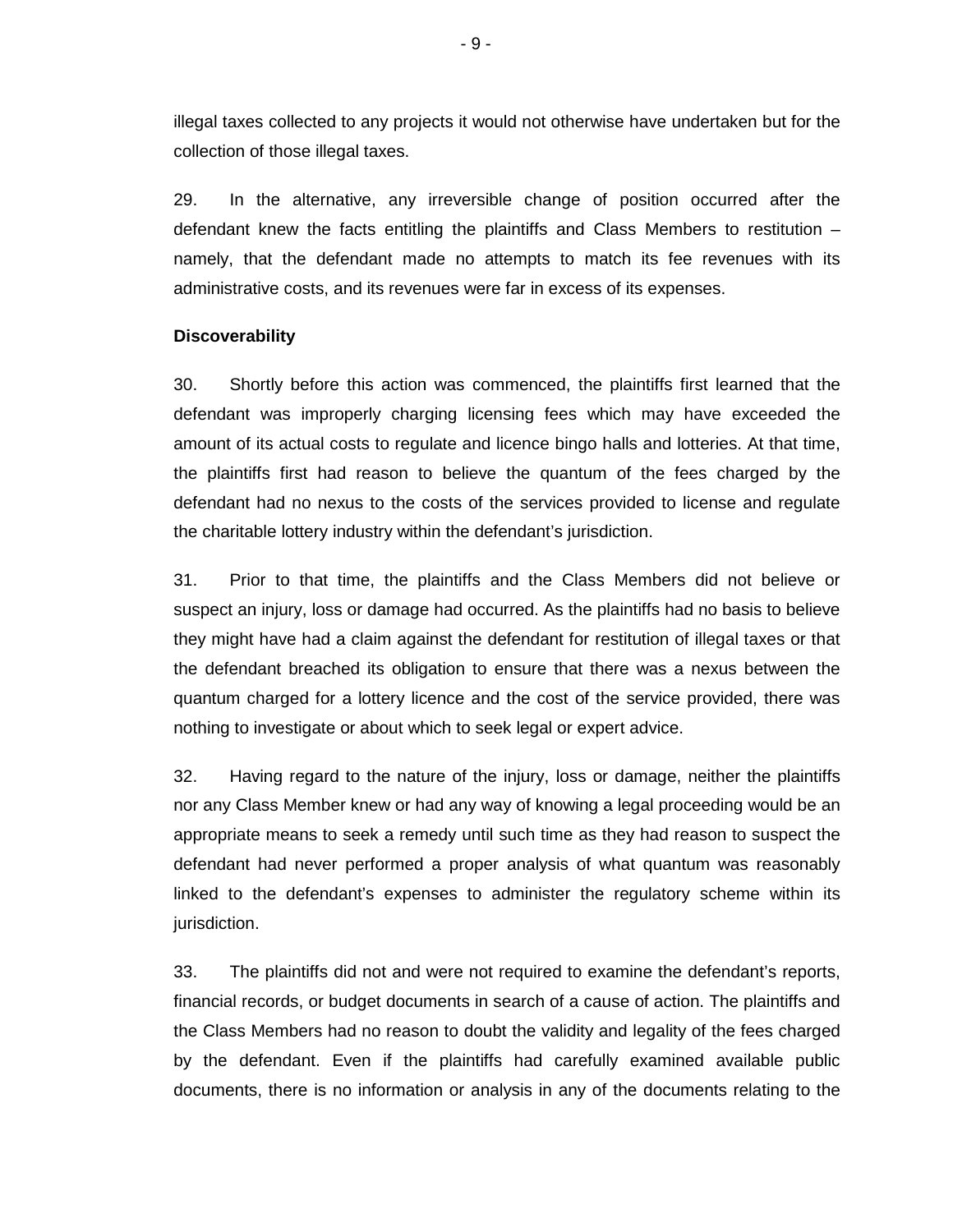illegal taxes collected to any projects it would not otherwise have undertaken but for the collection of those illegal taxes.

29. In the alternative, any irreversible change of position occurred after the defendant knew the facts entitling the plaintiffs and Class Members to restitution – namely, that the defendant made no attempts to match its fee revenues with its administrative costs, and its revenues were far in excess of its expenses.

**Discoverability**

30. Shortly before this action was commenced, the plaintiffs first learned that the defendant was improperly charging licensing fees which may have exceeded the amount of its actual costs to regulate and licence bingo halls and lotteries. At that time, the plaintiffs first had reason to believe the quantum of the fees charged by the defendant had no nexus to the costs of the services provided to license and regulate the charitable lottery industry within the defendant's jurisdiction.

31. Prior to that time, the plaintiffs and the Class Members did not believe or suspect an injury, loss or damage had occurred. As the plaintiffs had no basis to believe they might have had a claim against the defendant for restitution of illegal taxes or that the defendant breached its obligation to ensure that there was a nexus between the quantum charged for a lottery licence and the cost of the service provided, there was nothing to investigate or about which to seek legal or expert advice.

32. Having regard to the nature of the injury, loss or damage, neither the plaintiffs nor any Class Member knew or had any way of knowing a legal proceeding would be an appropriate means to seek a remedy until such time as they had reason to suspect the defendant had never performed a proper analysis of what quantum was reasonably linked to the defendant's expenses to administer the regulatory scheme within its jurisdiction.

33. The plaintiffs did not and were not required to examine the defendant's reports, financial records, or budget documents in search of a cause of action. The plaintiffs and the Class Members had no reason to doubt the validity and legality of the fees charged by the defendant. Even if the plaintiffs had carefully examined available public documents, there is no information or analysis in any of the documents relating to the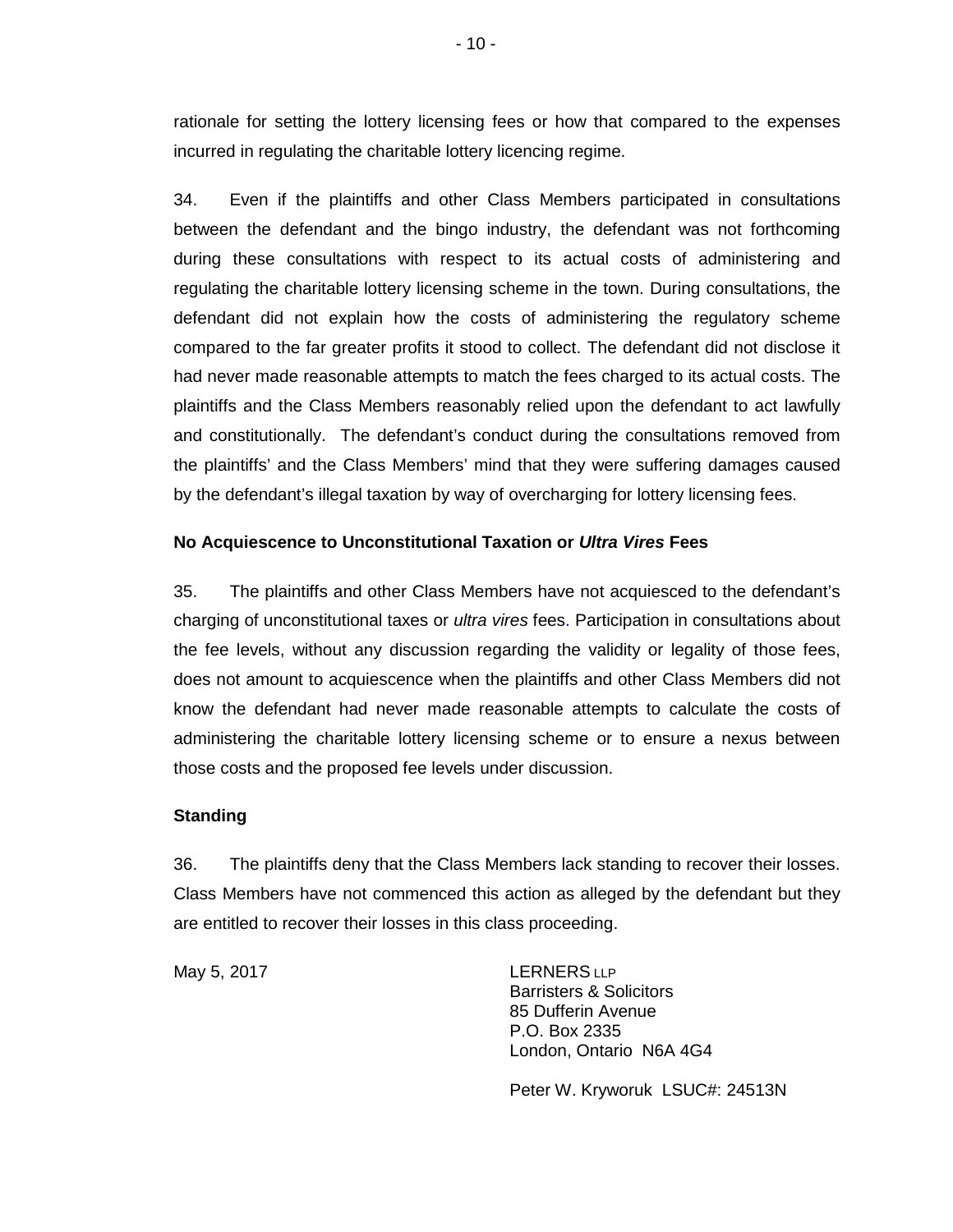rationale for setting the lottery licensing fees or how that compared to the expenses incurred in regulating the charitable lottery licencing regime.

34. Even if the plaintiffs and other Class Members participated in consultations between the defendant and the bingo industry, the defendant was not forthcoming during these consultations with respect to its actual costs of administering and regulating the charitable lottery licensing scheme in the town. During consultations, the defendant did not explain how the costs of administering the regulatory scheme compared to the far greater profits it stood to collect. The defendant did not disclose it had never made reasonable attempts to match the fees charged to its actual costs. The plaintiffs and the Class Members reasonably relied upon the defendant to act lawfully and constitutionally. The defendant's conduct during the consultations removed from the plaintiffs' and the Class Members' mind that they were suffering damages caused by the defendant's illegal taxation by way of overcharging for lottery licensing fees.

**No Acquiescence to Unconstitutional Taxation or *Ultra Vires* Fees**

35. The plaintiffs and other Class Members have not acquiesced to the defendant's charging of unconstitutional taxes or *ultra vires* fees. Participation in consultations about the fee levels, without any discussion regarding the validity or legality of those fees, does not amount to acquiescence when the plaintiffs and other Class Members did not know the defendant had never made reasonable attempts to calculate the costs of administering the charitable lottery licensing scheme or to ensure a nexus between those costs and the proposed fee levels under discussion.

**Standing**

36. The plaintiffs deny that the Class Members lack standing to recover their losses. Class Members have not commenced this action as alleged by the defendant but they are entitled to recover their losses in this class proceeding.

May 5, 2017

LERNERS LLP
Barristers & Solicitors
85 Dufferin Avenue
P.O. Box 2335
London, Ontario N6A 4G4

Peter W. Kryworuk LSUC#: 24513N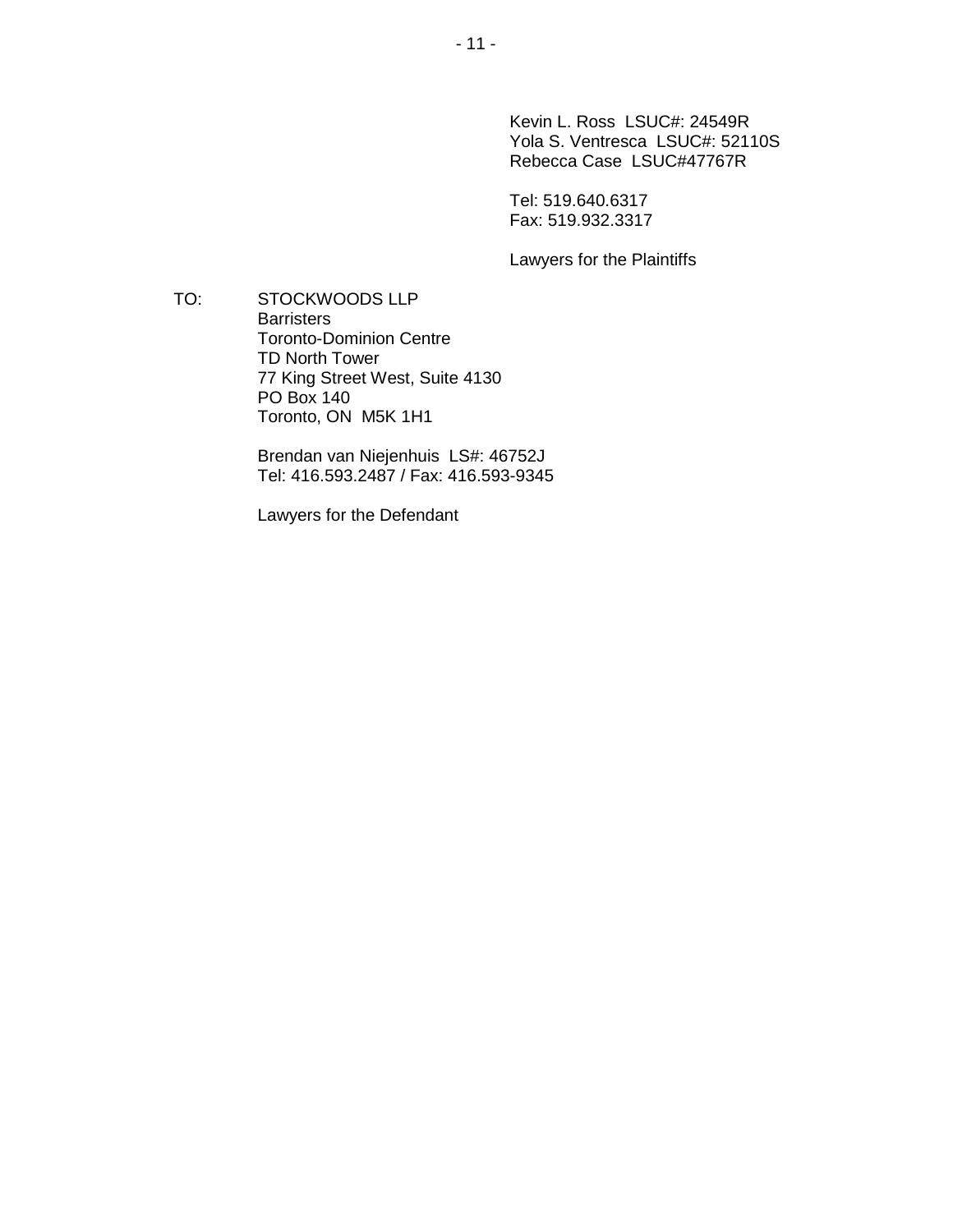Kevin L. Ross  LSUC#: 24549R
Yola S. Ventresca  LSUC#: 52110S
Rebecca Case  LSUC#47767R

Tel: 519.640.6317
Fax: 519.932.3317

Lawyers for the Plaintiffs

TO: STOCKWOODS LLP
Barristers
Toronto-Dominion Centre
TD North Tower
77 King Street West, Suite 4130
PO Box 140
Toronto, ON  M5K 1H1

Brendan van Niejenhuis  LS#: 46752J
Tel: 416.593.2487 / Fax: 416.593-9345

Lawyers for the Defendant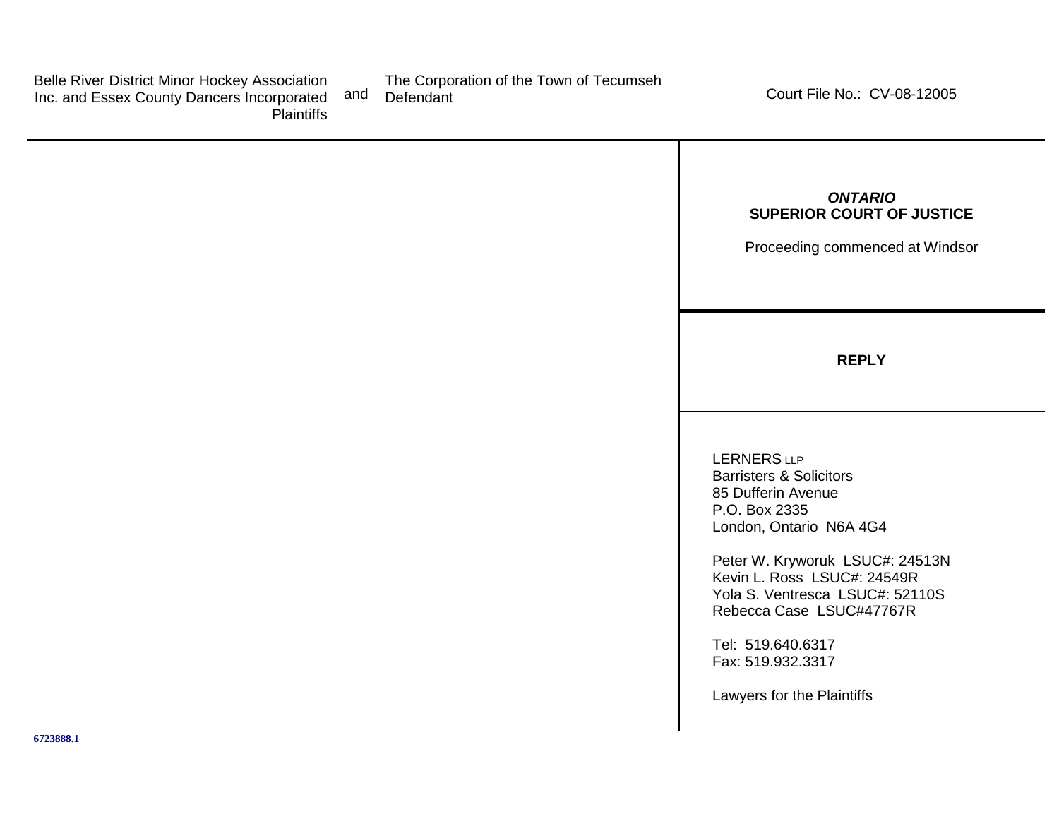Belle River District Minor Hockey Association Inc. and Essex County Dancers Incorporated
Plaintiffs

and

The Corporation of the Town of Tecumseh
Defendant

Court File No.: CV-08-12005

***ONTARIO***
**SUPERIOR COURT OF JUSTICE**

Proceeding commenced at Windsor

**REPLY**

LERNERS LLP
Barristers & Solicitors
85 Dufferin Avenue
P.O. Box 2335
London, Ontario N6A 4G4

Peter W. Kryworuk LSUC#: 24513N
Kevin L. Ross LSUC#: 24549R
Yola S. Ventresca LSUC#: 52110S
Rebecca Case LSUC#47767R

Tel: 519.640.6317
Fax: 519.932.3317

Lawyers for the Plaintiffs

6723888.1